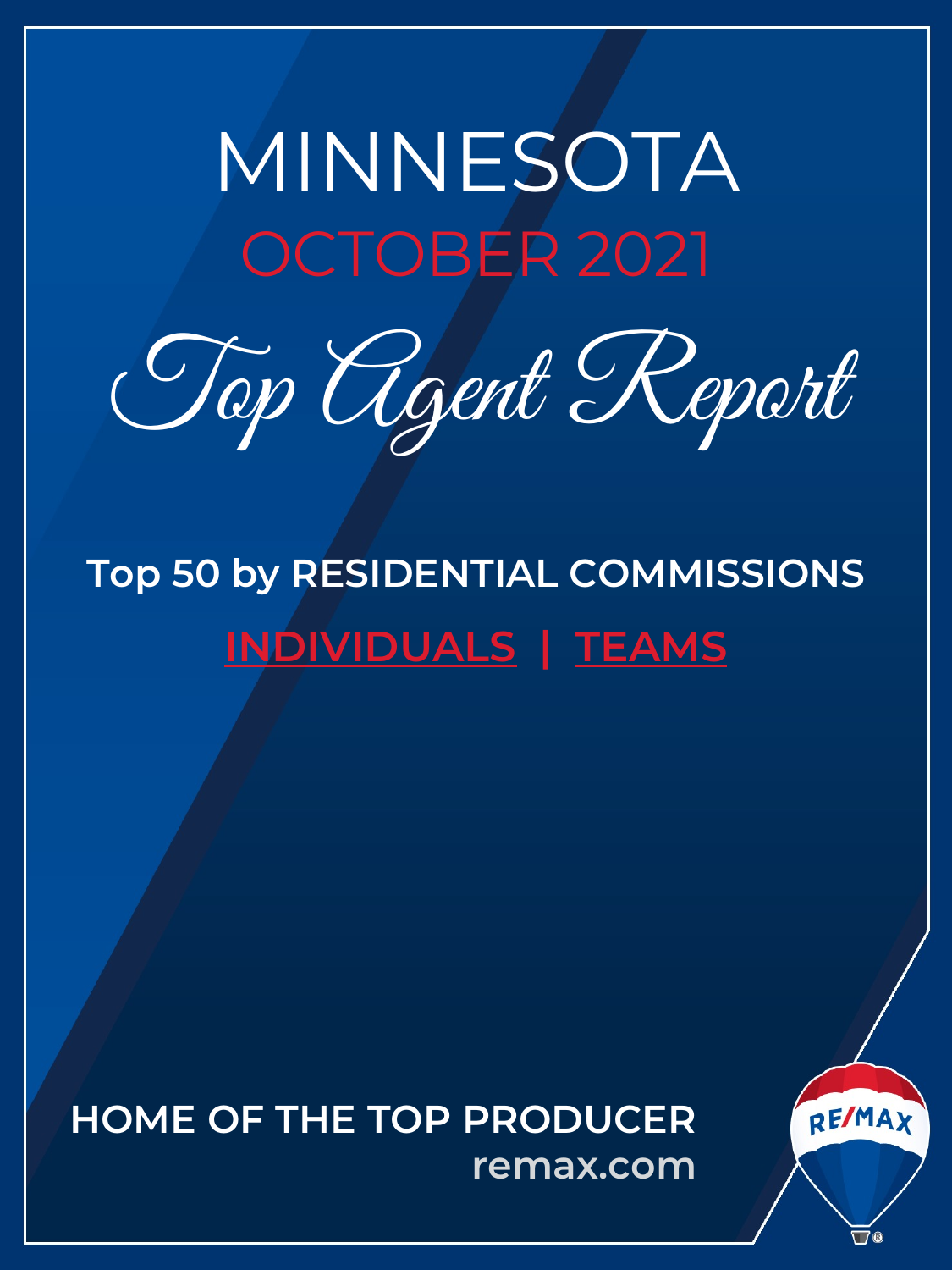# MINNESOTA

## OCTOBER 2021

# Top Agent Report

**Top 50 by RESIDENTIAL COMMISSIONS**

**INDIVIDUALS | TEAMS**

**HOME OF THE TOP PRODUCER**

**remax.com**

RE/MAX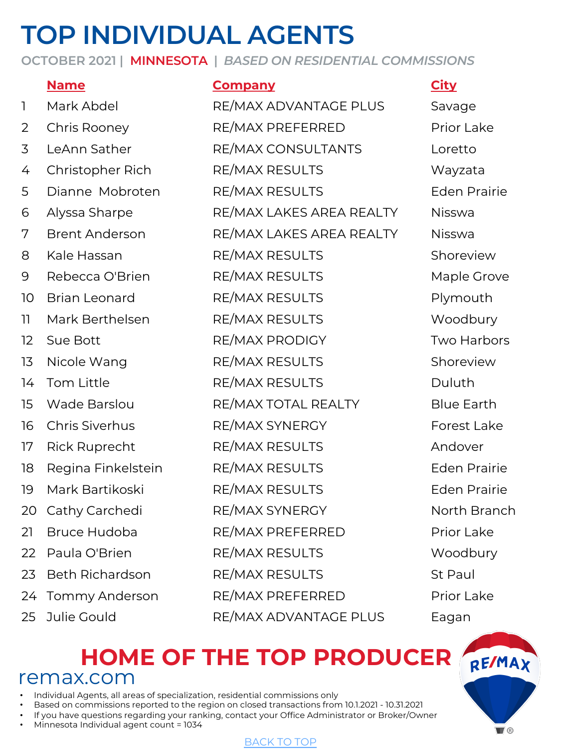# TOP INDIVIDUAL AGENTS

OCTOBER 2021 | MINNESOTA | *BASED ON RESIDENTIAL COMMISSIONS*

| | Name | Company | City |
|---|---|---|---|
| 1 | Mark Abdel | RE/MAX ADVANTAGE PLUS | Savage |
| 2 | Chris Rooney | RE/MAX PREFERRED | Prior Lake |
| 3 | LeAnn Sather | RE/MAX CONSULTANTS | Loretto |
| 4 | Christopher Rich | RE/MAX RESULTS | Wayzata |
| 5 | Dianne Mobroten | RE/MAX RESULTS | Eden Prairie |
| 6 | Alyssa Sharpe | RE/MAX LAKES AREA REALTY | Nisswa |
| 7 | Brent Anderson | RE/MAX LAKES AREA REALTY | Nisswa |
| 8 | Kale Hassan | RE/MAX RESULTS | Shoreview |
| 9 | Rebecca O'Brien | RE/MAX RESULTS | Maple Grove |
| 10 | Brian Leonard | RE/MAX RESULTS | Plymouth |
| 11 | Mark Berthelsen | RE/MAX RESULTS | Woodbury |
| 12 | Sue Bott | RE/MAX PRODIGY | Two Harbors |
| 13 | Nicole Wang | RE/MAX RESULTS | Shoreview |
| 14 | Tom Little | RE/MAX RESULTS | Duluth |
| 15 | Wade Barslou | RE/MAX TOTAL REALTY | Blue Earth |
| 16 | Chris Siverhus | RE/MAX SYNERGY | Forest Lake |
| 17 | Rick Ruprecht | RE/MAX RESULTS | Andover |
| 18 | Regina Finkelstein | RE/MAX RESULTS | Eden Prairie |
| 19 | Mark Bartikoski | RE/MAX RESULTS | Eden Prairie |
| 20 | Cathy Carchedi | RE/MAX SYNERGY | North Branch |
| 21 | Bruce Hudoba | RE/MAX PREFERRED | Prior Lake |
| 22 | Paula O'Brien | RE/MAX RESULTS | Woodbury |
| 23 | Beth Richardson | RE/MAX RESULTS | St Paul |
| 24 | Tommy Anderson | RE/MAX PREFERRED | Prior Lake |
| 25 | Julie Gould | RE/MAX ADVANTAGE PLUS | Eagan |

## HOME OF THE TOP PRODUCER

remax.com

- Individual Agents, all areas of specialization, residential commissions only
- Based on commissions reported to the region on closed transactions from 10.1.2021 - 10.31.2021
- If you have questions regarding your ranking, contact your Office Administrator or Broker/Owner
- Minnesota Individual agent count = 1034

BACK TO TOP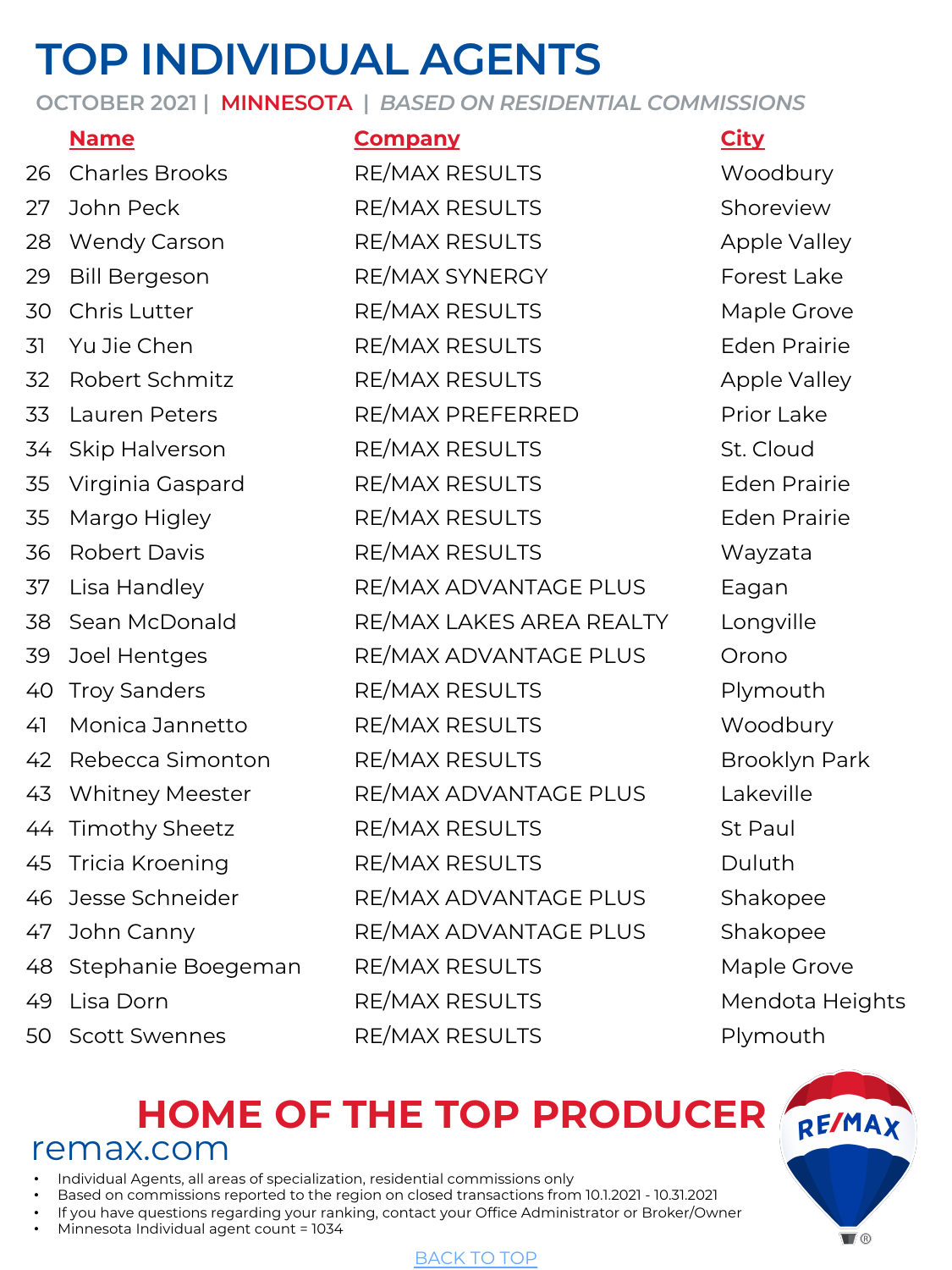# TOP INDIVIDUAL AGENTS

OCTOBER 2021 | MINNESOTA | *BASED ON RESIDENTIAL COMMISSIONS*

| | Name | Company | City |
|---|---|---|---|
| 26 | Charles Brooks | RE/MAX RESULTS | Woodbury |
| 27 | John Peck | RE/MAX RESULTS | Shoreview |
| 28 | Wendy Carson | RE/MAX RESULTS | Apple Valley |
| 29 | Bill Bergeson | RE/MAX SYNERGY | Forest Lake |
| 30 | Chris Lutter | RE/MAX RESULTS | Maple Grove |
| 31 | Yu Jie Chen | RE/MAX RESULTS | Eden Prairie |
| 32 | Robert Schmitz | RE/MAX RESULTS | Apple Valley |
| 33 | Lauren Peters | RE/MAX PREFERRED | Prior Lake |
| 34 | Skip Halverson | RE/MAX RESULTS | St. Cloud |
| 35 | Virginia Gaspard | RE/MAX RESULTS | Eden Prairie |
| 35 | Margo Higley | RE/MAX RESULTS | Eden Prairie |
| 36 | Robert Davis | RE/MAX RESULTS | Wayzata |
| 37 | Lisa Handley | RE/MAX ADVANTAGE PLUS | Eagan |
| 38 | Sean McDonald | RE/MAX LAKES AREA REALTY | Longville |
| 39 | Joel Hentges | RE/MAX ADVANTAGE PLUS | Orono |
| 40 | Troy Sanders | RE/MAX RESULTS | Plymouth |
| 41 | Monica Jannetto | RE/MAX RESULTS | Woodbury |
| 42 | Rebecca Simonton | RE/MAX RESULTS | Brooklyn Park |
| 43 | Whitney Meester | RE/MAX ADVANTAGE PLUS | Lakeville |
| 44 | Timothy Sheetz | RE/MAX RESULTS | St Paul |
| 45 | Tricia Kroening | RE/MAX RESULTS | Duluth |
| 46 | Jesse Schneider | RE/MAX ADVANTAGE PLUS | Shakopee |
| 47 | John Canny | RE/MAX ADVANTAGE PLUS | Shakopee |
| 48 | Stephanie Boegeman | RE/MAX RESULTS | Maple Grove |
| 49 | Lisa Dorn | RE/MAX RESULTS | Mendota Heights |
| 50 | Scott Swennes | RE/MAX RESULTS | Plymouth |

## HOME OF THE TOP PRODUCER

remax.com

- Individual Agents, all areas of specialization, residential commissions only
- Based on commissions reported to the region on closed transactions from 10.1.2021 - 10.31.2021
- If you have questions regarding your ranking, contact your Office Administrator or Broker/Owner
- Minnesota Individual agent count = 1034

BACK TO TOP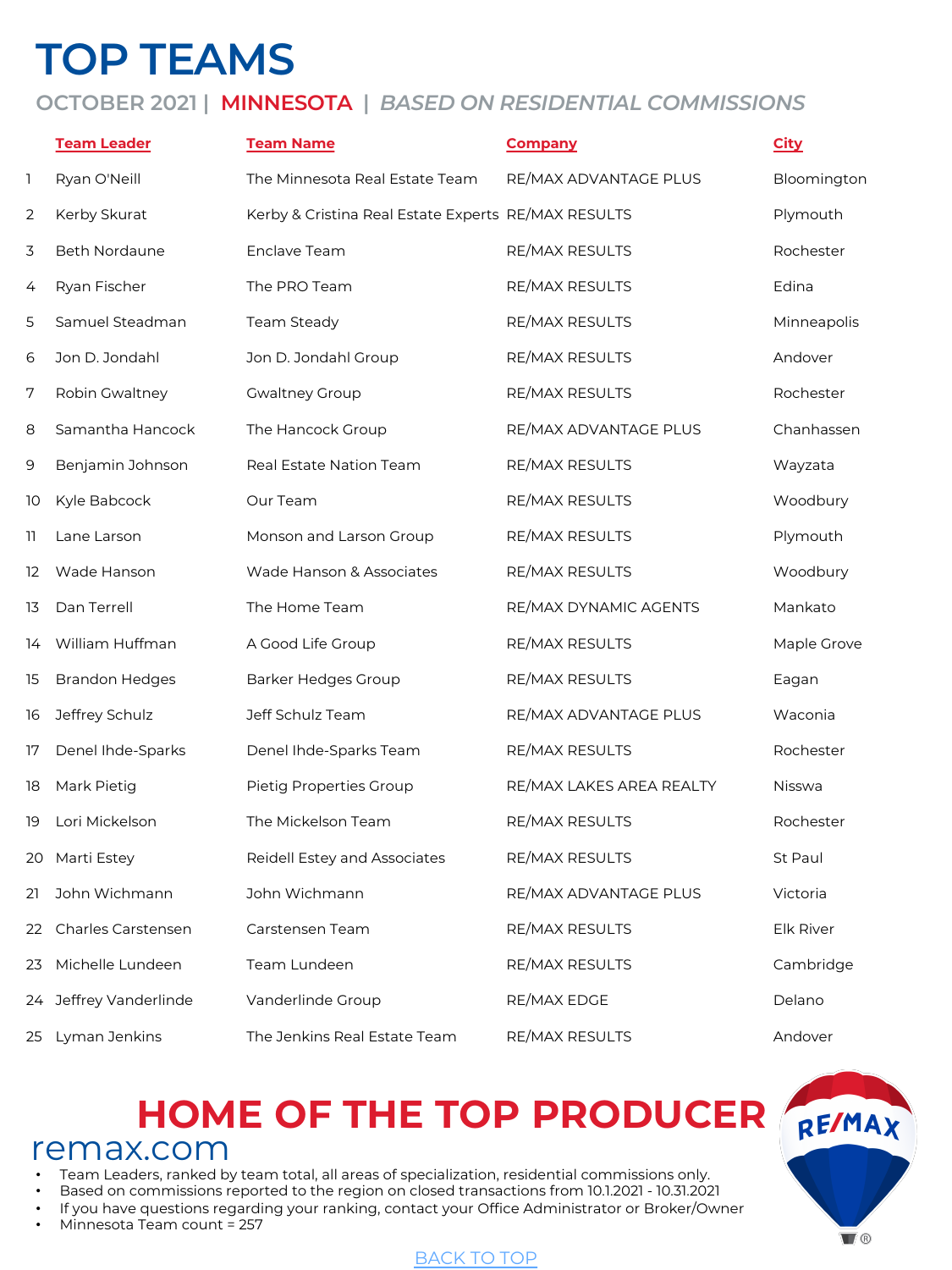# TOP TEAMS

## OCTOBER 2021 | MINNESOTA | *BASED ON RESIDENTIAL COMMISSIONS*

| | Team Leader | Team Name | Company | City |
|---|---|---|---|---|
| 1 | Ryan O'Neill | The Minnesota Real Estate Team | RE/MAX ADVANTAGE PLUS | Bloomington |
| 2 | Kerby Skurat | Kerby & Cristina Real Estate Experts | RE/MAX RESULTS | Plymouth |
| 3 | Beth Nordaune | Enclave Team | RE/MAX RESULTS | Rochester |
| 4 | Ryan Fischer | The PRO Team | RE/MAX RESULTS | Edina |
| 5 | Samuel Steadman | Team Steady | RE/MAX RESULTS | Minneapolis |
| 6 | Jon D. Jondahl | Jon D. Jondahl Group | RE/MAX RESULTS | Andover |
| 7 | Robin Gwaltney | Gwaltney Group | RE/MAX RESULTS | Rochester |
| 8 | Samantha Hancock | The Hancock Group | RE/MAX ADVANTAGE PLUS | Chanhassen |
| 9 | Benjamin Johnson | Real Estate Nation Team | RE/MAX RESULTS | Wayzata |
| 10 | Kyle Babcock | Our Team | RE/MAX RESULTS | Woodbury |
| 11 | Lane Larson | Monson and Larson Group | RE/MAX RESULTS | Plymouth |
| 12 | Wade Hanson | Wade Hanson & Associates | RE/MAX RESULTS | Woodbury |
| 13 | Dan Terrell | The Home Team | RE/MAX DYNAMIC AGENTS | Mankato |
| 14 | William Huffman | A Good Life Group | RE/MAX RESULTS | Maple Grove |
| 15 | Brandon Hedges | Barker Hedges Group | RE/MAX RESULTS | Eagan |
| 16 | Jeffrey Schulz | Jeff Schulz Team | RE/MAX ADVANTAGE PLUS | Waconia |
| 17 | Denel Ihde-Sparks | Denel Ihde-Sparks Team | RE/MAX RESULTS | Rochester |
| 18 | Mark Pietig | Pietig Properties Group | RE/MAX LAKES AREA REALTY | Nisswa |
| 19 | Lori Mickelson | The Mickelson Team | RE/MAX RESULTS | Rochester |
| 20 | Marti Estey | Reidell Estey and Associates | RE/MAX RESULTS | St Paul |
| 21 | John Wichmann | John Wichmann | RE/MAX ADVANTAGE PLUS | Victoria |
| 22 | Charles Carstensen | Carstensen Team | RE/MAX RESULTS | Elk River |
| 23 | Michelle Lundeen | Team Lundeen | RE/MAX RESULTS | Cambridge |
| 24 | Jeffrey Vanderlinde | Vanderlinde Group | RE/MAX EDGE | Delano |
| 25 | Lyman Jenkins | The Jenkins Real Estate Team | RE/MAX RESULTS | Andover |

## HOME OF THE TOP PRODUCER

remax.com

- Team Leaders, ranked by team total, all areas of specialization, residential commissions only.
- Based on commissions reported to the region on closed transactions from 10.1.2021 - 10.31.2021
- If you have questions regarding your ranking, contact your Office Administrator or Broker/Owner
- Minnesota Team count = 257

BACK TO TOP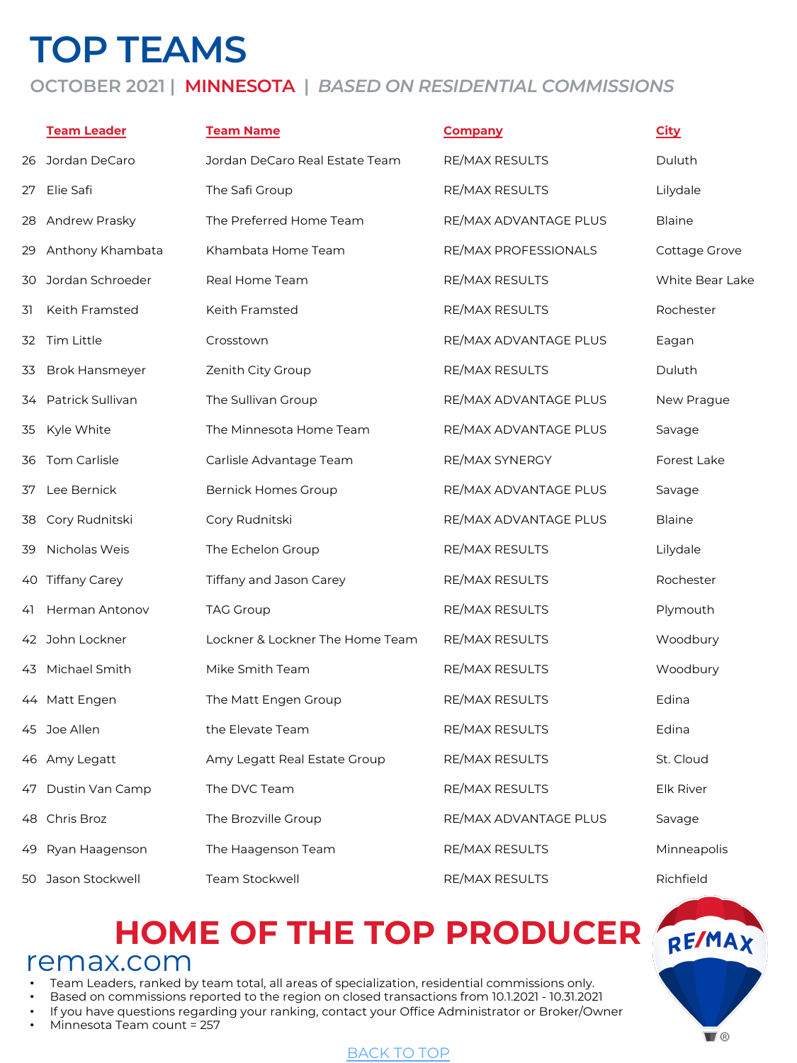# TOP TEAMS

## OCTOBER 2021 | MINNESOTA | *BASED ON RESIDENTIAL COMMISSIONS*

| | Team Leader | Team Name | Company | City |
|---|---|---|---|---|
| 26 | Jordan DeCaro | Jordan DeCaro Real Estate Team | RE/MAX RESULTS | Duluth |
| 27 | Elie Safi | The Safi Group | RE/MAX RESULTS | Lilydale |
| 28 | Andrew Prasky | The Preferred Home Team | RE/MAX ADVANTAGE PLUS | Blaine |
| 29 | Anthony Khambata | Khambata Home Team | RE/MAX PROFESSIONALS | Cottage Grove |
| 30 | Jordan Schroeder | Real Home Team | RE/MAX RESULTS | White Bear Lake |
| 31 | Keith Framsted | Keith Framsted | RE/MAX RESULTS | Rochester |
| 32 | Tim Little | Crosstown | RE/MAX ADVANTAGE PLUS | Eagan |
| 33 | Brok Hansmeyer | Zenith City Group | RE/MAX RESULTS | Duluth |
| 34 | Patrick Sullivan | The Sullivan Group | RE/MAX ADVANTAGE PLUS | New Prague |
| 35 | Kyle White | The Minnesota Home Team | RE/MAX ADVANTAGE PLUS | Savage |
| 36 | Tom Carlisle | Carlisle Advantage Team | RE/MAX SYNERGY | Forest Lake |
| 37 | Lee Bernick | Bernick Homes Group | RE/MAX ADVANTAGE PLUS | Savage |
| 38 | Cory Rudnitski | Cory Rudnitski | RE/MAX ADVANTAGE PLUS | Blaine |
| 39 | Nicholas Weis | The Echelon Group | RE/MAX RESULTS | Lilydale |
| 40 | Tiffany Carey | Tiffany and Jason Carey | RE/MAX RESULTS | Rochester |
| 41 | Herman Antonov | TAG Group | RE/MAX RESULTS | Plymouth |
| 42 | John Lockner | Lockner & Lockner The Home Team | RE/MAX RESULTS | Woodbury |
| 43 | Michael Smith | Mike Smith Team | RE/MAX RESULTS | Woodbury |
| 44 | Matt Engen | The Matt Engen Group | RE/MAX RESULTS | Edina |
| 45 | Joe Allen | the Elevate Team | RE/MAX RESULTS | Edina |
| 46 | Amy Legatt | Amy Legatt Real Estate Group | RE/MAX RESULTS | St. Cloud |
| 47 | Dustin Van Camp | The DVC Team | RE/MAX RESULTS | Elk River |
| 48 | Chris Broz | The Brozville Group | RE/MAX ADVANTAGE PLUS | Savage |
| 49 | Ryan Haagenson | The Haagenson Team | RE/MAX RESULTS | Minneapolis |
| 50 | Jason Stockwell | Team Stockwell | RE/MAX RESULTS | Richfield |

**HOME OF THE TOP PRODUCER**

remax.com

- Team Leaders, ranked by team total, all areas of specialization, residential commissions only.
- Based on commissions reported to the region on closed transactions from 10.1.2021 - 10.31.2021
- If you have questions regarding your ranking, contact your Office Administrator or Broker/Owner
- Minnesota Team count = 257

BACK TO TOP